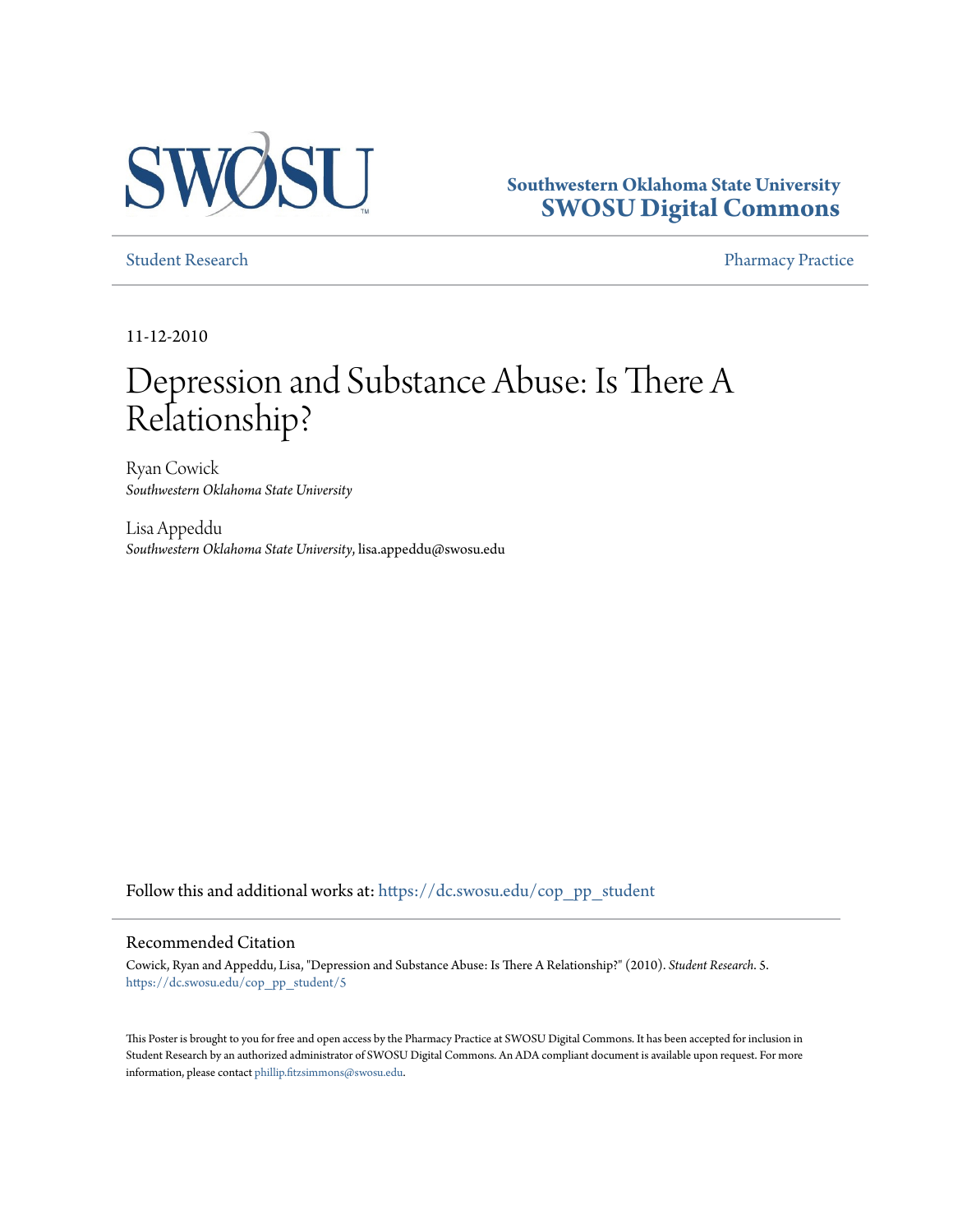Southwestern Oklahoma State University
**SWOSU Digital Commons**

Student Research | Pharmacy Practice

11-12-2010

# Depression and Substance Abuse: Is There A Relationship?

Ryan Cowick
*Southwestern Oklahoma State University*

Lisa Appeddu
*Southwestern Oklahoma State University*, lisa.appeddu@swosu.edu

Follow this and additional works at: https://dc.swosu.edu/cop_pp_student

## Recommended Citation

Cowick, Ryan and Appeddu, Lisa, "Depression and Substance Abuse: Is There A Relationship?" (2010). *Student Research*. 5.
https://dc.swosu.edu/cop_pp_student/5

This Poster is brought to you for free and open access by the Pharmacy Practice at SWOSU Digital Commons. It has been accepted for inclusion in Student Research by an authorized administrator of SWOSU Digital Commons. An ADA compliant document is available upon request. For more information, please contact phillip.fitzsimmons@swosu.edu.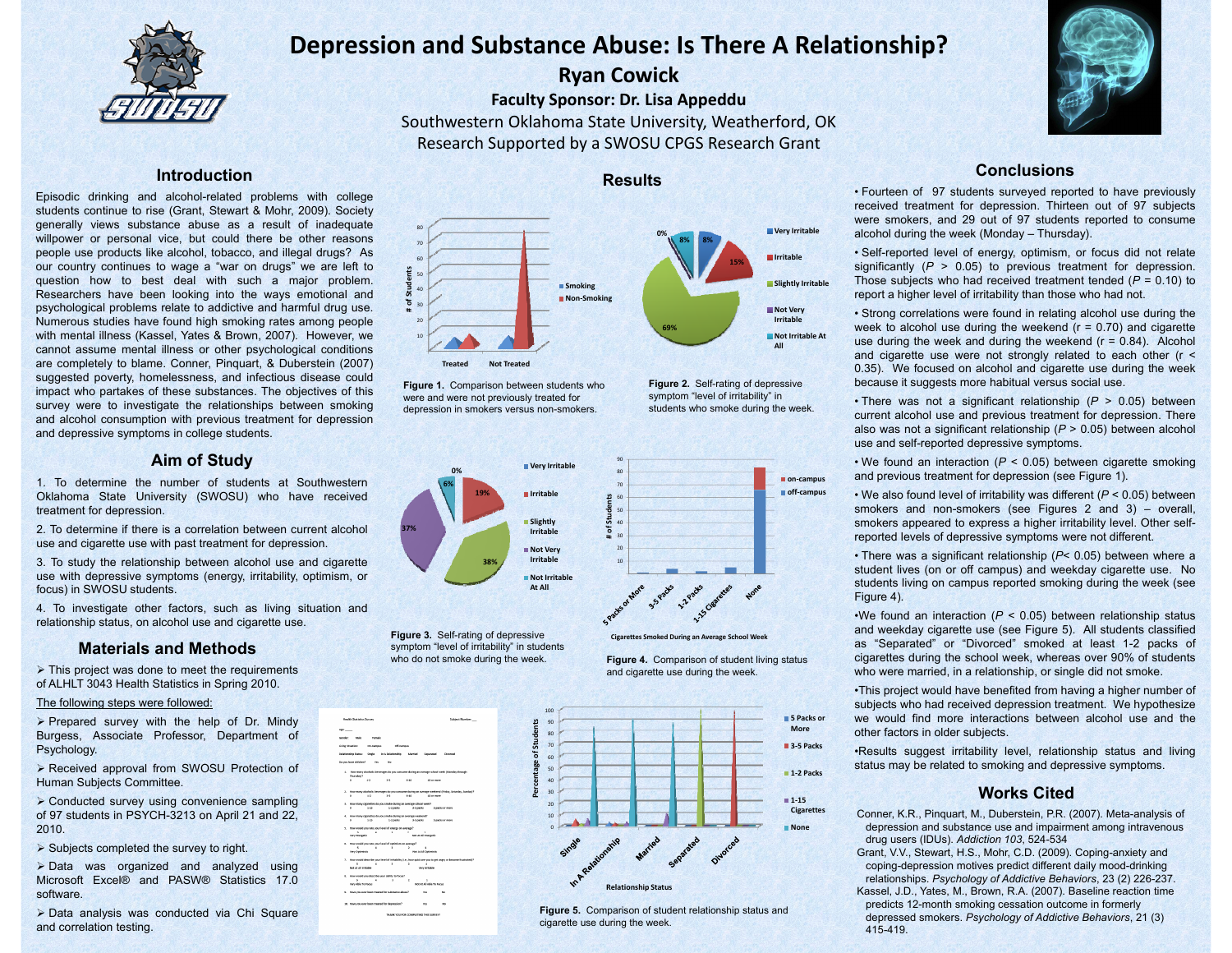# Depression and Substance Abuse: Is There A Relationship?

## Ryan Cowick

### Faculty Sponsor: Dr. Lisa Appeddu

Southwestern Oklahoma State University, Weatherford, OK

Research Supported by a SWOSU CPGS Research Grant

## Introduction

Episodic drinking and alcohol-related problems with college students continue to rise (Grant, Stewart & Mohr, 2009). Society generally views substance abuse as a result of inadequate willpower or personal vice, but could there be other reasons people use products like alcohol, tobacco, and illegal drugs? As our country continues to wage a "war on drugs" we are left to question how to best deal with such a major problem. Researchers have been looking into the ways emotional and psychological problems relate to addictive and harmful drug use. Numerous studies have found high smoking rates among people with mental illness (Kassel, Yates & Brown, 2007). However, we cannot assume mental illness or other psychological conditions are completely to blame. Conner, Pinquart, & Duberstein (2007) suggested poverty, homelessness, and infectious disease could impact who partakes of these substances. The objectives of this survey were to investigate the relationships between smoking and alcohol consumption with previous treatment for depression and depressive symptoms in college students.

## Aim of Study

1. To determine the number of students at Southwestern Oklahoma State University (SWOSU) who have received treatment for depression.

2. To determine if there is a correlation between current alcohol use and cigarette use with past treatment for depression.

3. To study the relationship between alcohol use and cigarette use with depressive symptoms (energy, irritability, optimism, or focus) in SWOSU students.

4. To investigate other factors, such as living situation and relationship status, on alcohol use and cigarette use.

## Materials and Methods

- This project was done to meet the requirements of ALHLT 3043 Health Statistics in Spring 2010.

The following steps were followed:

- Prepared survey with the help of Dr. Mindy Burgess, Associate Professor, Department of Psychology.
- Received approval from SWOSU Protection of Human Subjects Committee.
- Conducted survey using convenience sampling of 97 students in PSYCH-3213 on April 21 and 22, 2010.
- Subjects completed the survey to right.
- Data was organized and analyzed using Microsoft Excel® and PASW® Statistics 17.0 software.
- Data analysis was conducted via Chi Square and correlation testing.

## Results

80, 70, 60, 50, 40, 30, 20, 10
\# of Students
Treated, Not Treated
Smoking, Non-Smoking

**Figure 1.** Comparison between students who were and were not previously treated for depression in smokers versus non-smokers.

0%, 8%, 8%, 15%, 69%
Very Irritable, Irritable, Slightly Irritable, Not Very Irritable, Not Irritable At All

**Figure 2.** Self-rating of depressive symptom "level of irritability" in students who smoke during the week.

0%, 6%, 19%, 37%, 38%
Very Irritable, Irritable, Slightly Irritable, Not Very Irritable, Not Irritable At All

**Figure 3.** Self-rating of depressive symptom "level of irritability" in students who do not smoke during the week.

90, 80, 70, 60, 50, 40, 30, 20, 10
\# of Students
5 Packs or More, 3-5 Packs, 1-2 Packs, 1-15 Cigarettes, None
Cigarettes Smoked During an Average School Week
on-campus, off-campus

**Figure 4.** Comparison of student living status and cigarette use during the week.

100, 90, 80, 70, 60, 50, 40, 30, 20, 10, 0
Percentage of Students
Single, In A Relationship, Married, Separated, Divorced
Relationship Status
5 Packs or More, 3-5 Packs, 1-2 Packs, 1-15 Cigarettes, None

**Figure 5.** Comparison of student relationship status and cigarette use during the week.

## Conclusions

- Fourteen of 97 students surveyed reported to have previously received treatment for depression. Thirteen out of 97 subjects were smokers, and 29 out of 97 students reported to consume alcohol during the week (Monday – Thursday).
- Self-reported level of energy, optimism, or focus did not relate significantly ($P > 0.05$) to previous treatment for depression. Those subjects who had received treatment tended ($P = 0.10$) to report a higher level of irritability than those who had not.
- Strong correlations were found in relating alcohol use during the week to alcohol use during the weekend ($r = 0.70$) and cigarette use during the week and during the weekend ($r = 0.84$). Alcohol and cigarette use were not strongly related to each other ($r < 0.35$). We focused on alcohol and cigarette use during the week because it suggests more habitual versus social use.
- There was not a significant relationship ($P > 0.05$) between current alcohol use and previous treatment for depression. There also was not a significant relationship ($P > 0.05$) between alcohol use and self-reported depressive symptoms.
- We found an interaction ($P < 0.05$) between cigarette smoking and previous treatment for depression (see Figure 1).
- We also found level of irritability was different ($P < 0.05$) between smokers and non-smokers (see Figures 2 and 3) – overall, smokers appeared to express a higher irritability level. Other self-reported levels of depressive symptoms were not different.
- There was a significant relationship ($P < 0.05$) between where a student lives (on or off campus) and weekday cigarette use. No students living on campus reported smoking during the week (see Figure 4).
- We found an interaction ($P < 0.05$) between relationship status and weekday cigarette use (see Figure 5). All students classified as "Separated" or "Divorced" smoked at least 1-2 packs of cigarettes during the school week, whereas over 90% of students who were married, in a relationship, or single did not smoke.
- This project would have benefited from having a higher number of subjects who had received depression treatment. We hypothesize we would find more interactions between alcohol use and the other factors in older subjects.
- Results suggest irritability level, relationship status and living status may be related to smoking and depressive symptoms.

## Works Cited

Conner, K.R., Pinquart, M., Duberstein, P.R. (2007). Meta-analysis of depression and substance use and impairment among intravenous drug users (IDUs). *Addiction 103*, 524-534

Grant, V.V., Stewart, H.S., Mohr, C.D. (2009). Coping-anxiety and coping-depression motives predict different daily mood-drinking relationships. *Psychology of Addictive Behaviors*, 23 (2) 226-237.

Kassel, J.D., Yates, M., Brown, R.A. (2007). Baseline reaction time predicts 12-month smoking cessation outcome in formerly depressed smokers. *Psychology of Addictive Behaviors*, 21 (3) 415-419.